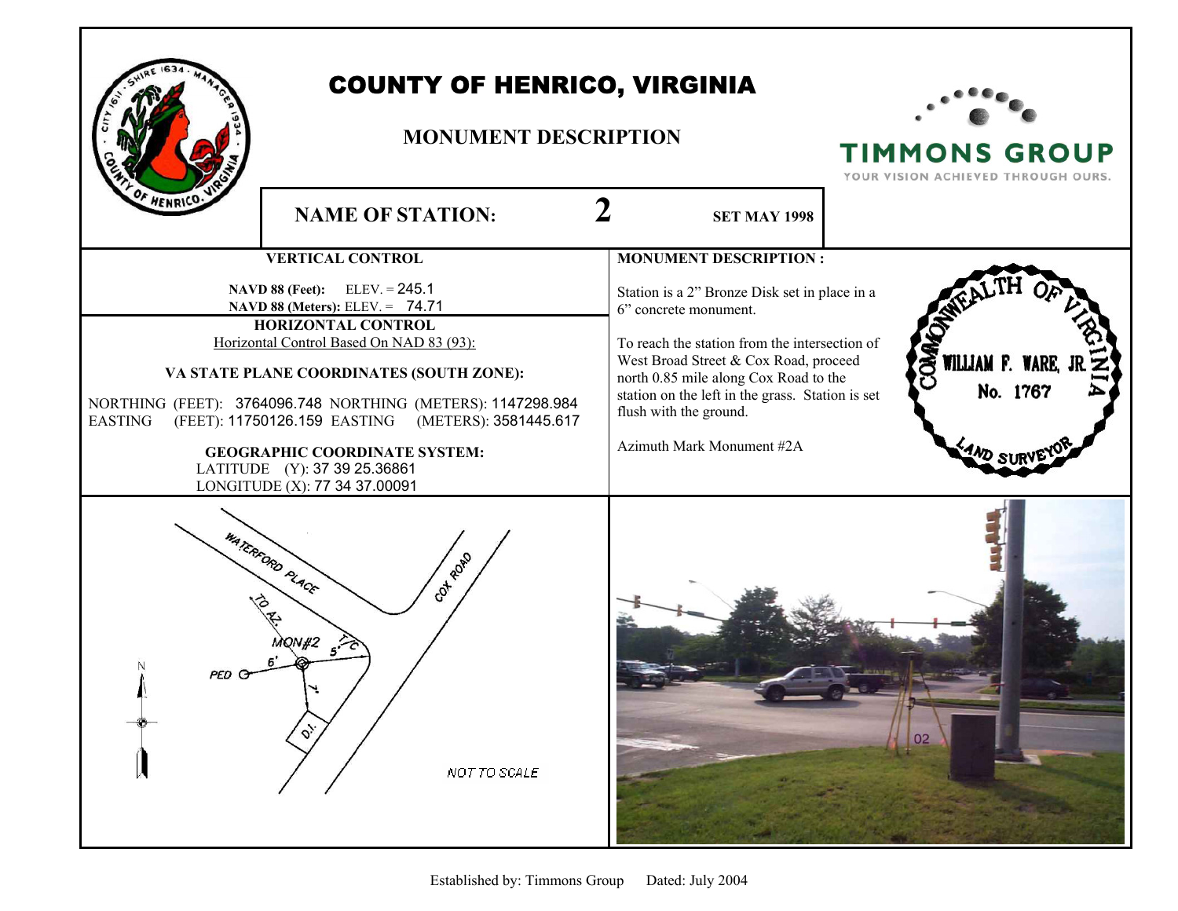# COUNTY OF HENRICO, VIRGINIA

## MONUMENT DESCRIPTION

TIMMONS GROUP
YOUR VISION ACHIEVED THROUGH OURS.

**NAME OF STATION:** **2** **SET MAY 1998**

### VERTICAL CONTROL

**NAVD 88 (Feet):** ELEV. = 245.1
**NAVD 88 (Meters):** ELEV. = 74.71

### HORIZONTAL CONTROL

Horizontal Control Based On NAD 83 (93):

**VA STATE PLANE COORDINATES (SOUTH ZONE):**

NORTHING (FEET): 3764096.748 NORTHING (METERS): 1147298.984
EASTING (FEET): 11750126.159 EASTING (METERS): 3581445.617

**GEOGRAPHIC COORDINATE SYSTEM:**

LATITUDE (Y): 37 39 25.36861
LONGITUDE (X): 77 34 37.00091

### MONUMENT DESCRIPTION :

Station is a 2" Bronze Disk set in place in a 6" concrete monument.

To reach the station from the intersection of West Broad Street & Cox Road, proceed north 0.85 mile along Cox Road to the station on the left in the grass. Station is set flush with the ground.

Azimuth Mark Monument #2A

COMMONWEALTH OF VIRGINIA
WILLIAM F. WARE, JR.
No. 1767
LAND SURVEYOR

WATERFORD PLACE
COX ROAD
TO AZ.
MON#2
5'
T/C
6'
PED
7'
D.I.
N
NOT TO SCALE

02

Established by: Timmons Group Dated: July 2004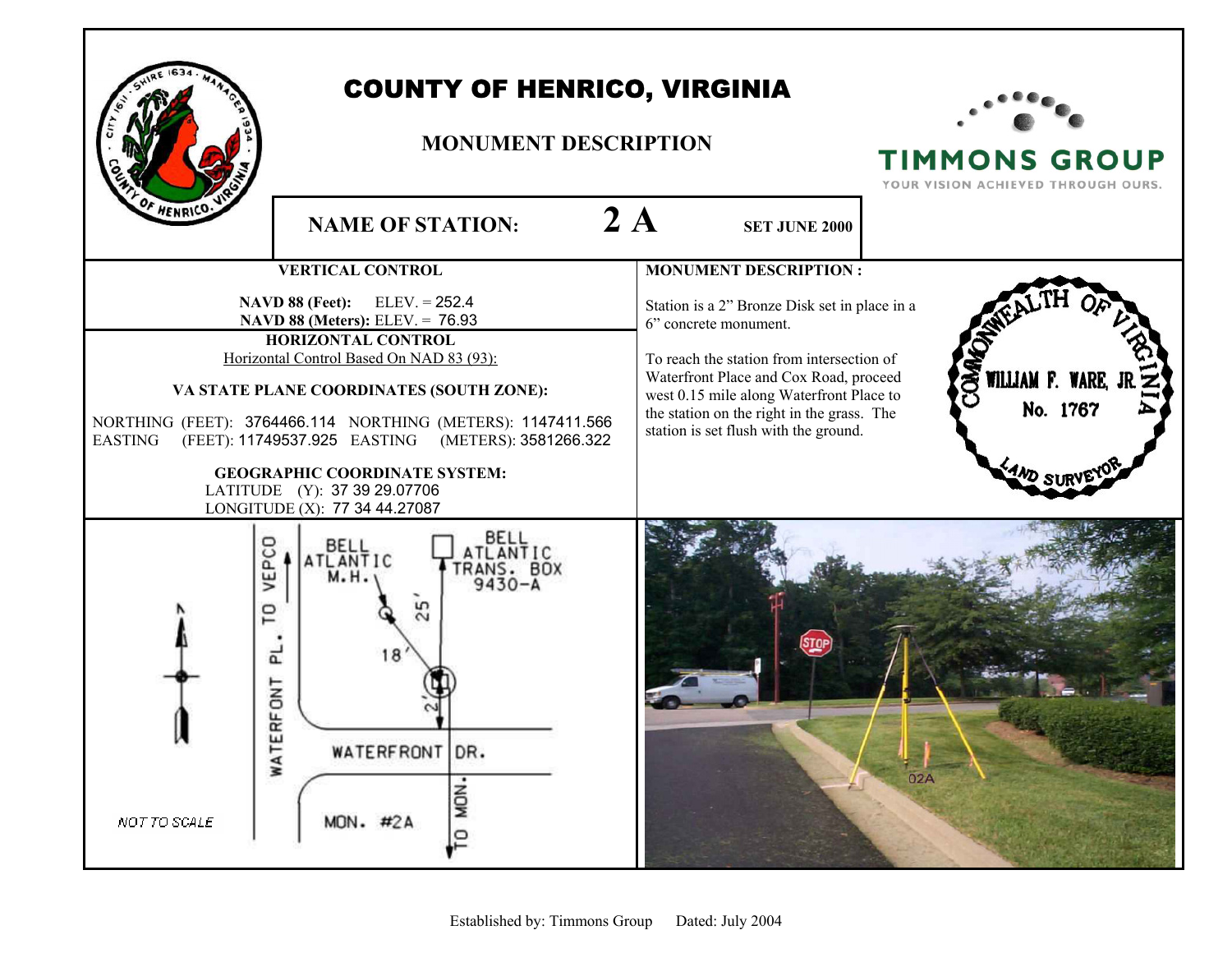# COUNTY OF HENRICO, VIRGINIA

## MONUMENT DESCRIPTION

TIMMONS GROUP
YOUR VISION ACHIEVED THROUGH OURS.

**NAME OF STATION:** **2 A** **SET JUNE 2000**

### VERTICAL CONTROL

**NAVD 88 (Feet):** ELEV. = 252.4
**NAVD 88 (Meters):** ELEV. = 76.93

### HORIZONTAL CONTROL

Horizontal Control Based On NAD 83 (93):

**VA STATE PLANE COORDINATES (SOUTH ZONE):**

NORTHING (FEET): 3764466.114 NORTHING (METERS): 1147411.566
EASTING (FEET): 11749537.925 EASTING (METERS): 3581266.322

**GEOGRAPHIC COORDINATE SYSTEM:**

LATITUDE (Y): 37 39 29.07706
LONGITUDE (X): 77 34 44.27087

### MONUMENT DESCRIPTION :

Station is a 2" Bronze Disk set in place in a 6" concrete monument.

To reach the station from intersection of Waterfront Place and Cox Road, proceed west 0.15 mile along Waterfront Place to the station on the right in the grass. The station is set flush with the ground.

COMMONWEALTH OF VIRGINIA
WILLIAM F. WARE, JR.
No. 1767
LAND SURVEYOR

BELL ATLANTIC M.H.
BELL ATLANTIC TRANS. BOX 9430-A
TO VEPCO
25'
18'
2'
WATERFRONT PL.
WATERFRONT DR.
MON. #2A
TO MON.
NOT TO SCALE

02A

Established by: Timmons Group Dated: July 2004